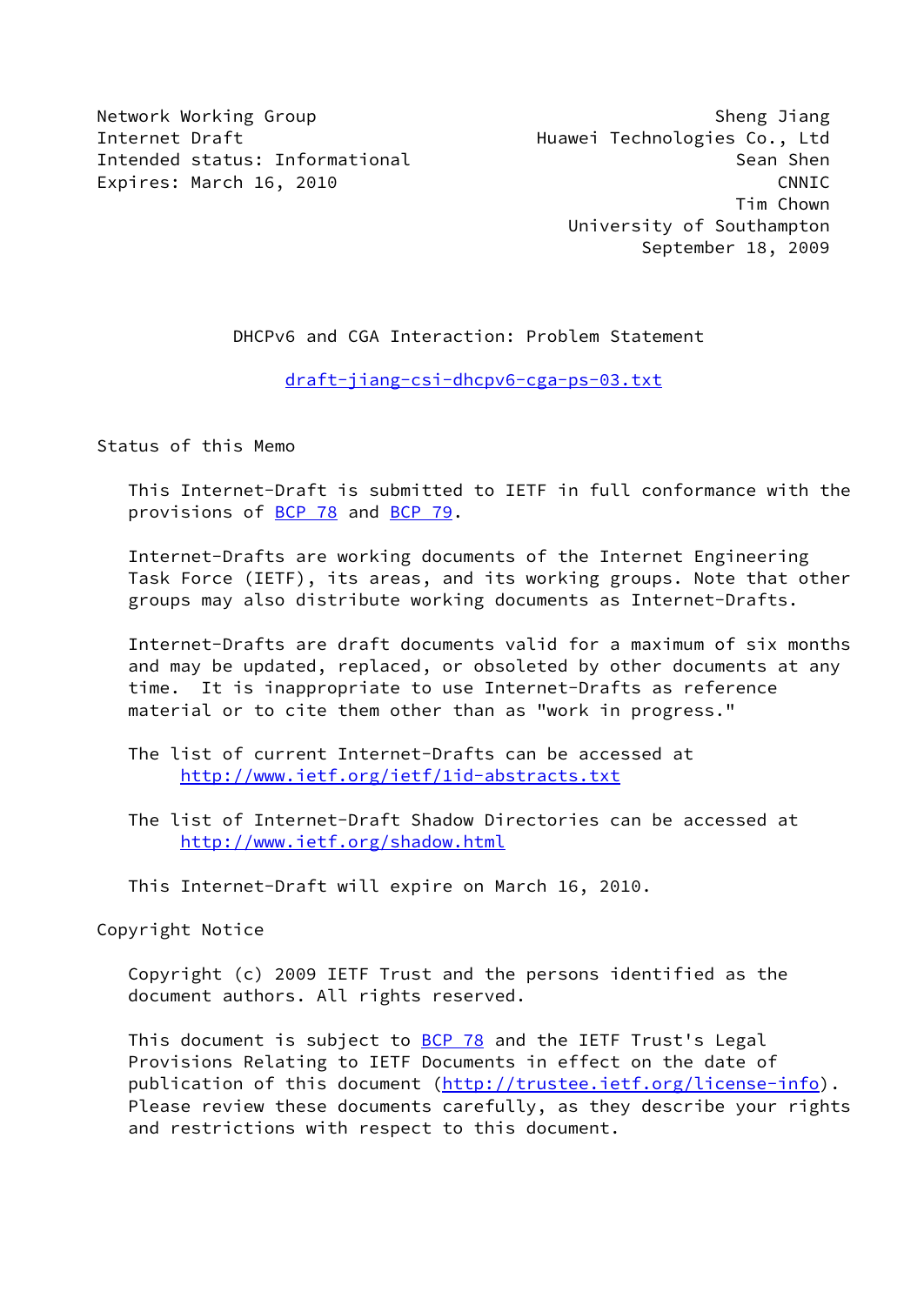Network Working Group — Sheng Jiang
Internet Draft — Huawei Technologies Co., Ltd
Intended status: Informational — Sean Shen
Expires: March 16, 2010 — CNNIC

Tim Chown
University of Southampton
September 18, 2009

# DHCPv6 and CGA Interaction: Problem Statement

draft-jiang-csi-dhcpv6-cga-ps-03.txt

## Status of this Memo

This Internet-Draft is submitted to IETF in full conformance with the provisions of BCP 78 and BCP 79.

Internet-Drafts are working documents of the Internet Engineering Task Force (IETF), its areas, and its working groups. Note that other groups may also distribute working documents as Internet-Drafts.

Internet-Drafts are draft documents valid for a maximum of six months and may be updated, replaced, or obsoleted by other documents at any time. It is inappropriate to use Internet-Drafts as reference material or to cite them other than as "work in progress."

The list of current Internet-Drafts can be accessed at
http://www.ietf.org/ietf/1id-abstracts.txt

The list of Internet-Draft Shadow Directories can be accessed at
http://www.ietf.org/shadow.html

This Internet-Draft will expire on March 16, 2010.

## Copyright Notice

Copyright (c) 2009 IETF Trust and the persons identified as the document authors. All rights reserved.

This document is subject to BCP 78 and the IETF Trust's Legal Provisions Relating to IETF Documents in effect on the date of publication of this document (http://trustee.ietf.org/license-info). Please review these documents carefully, as they describe your rights and restrictions with respect to this document.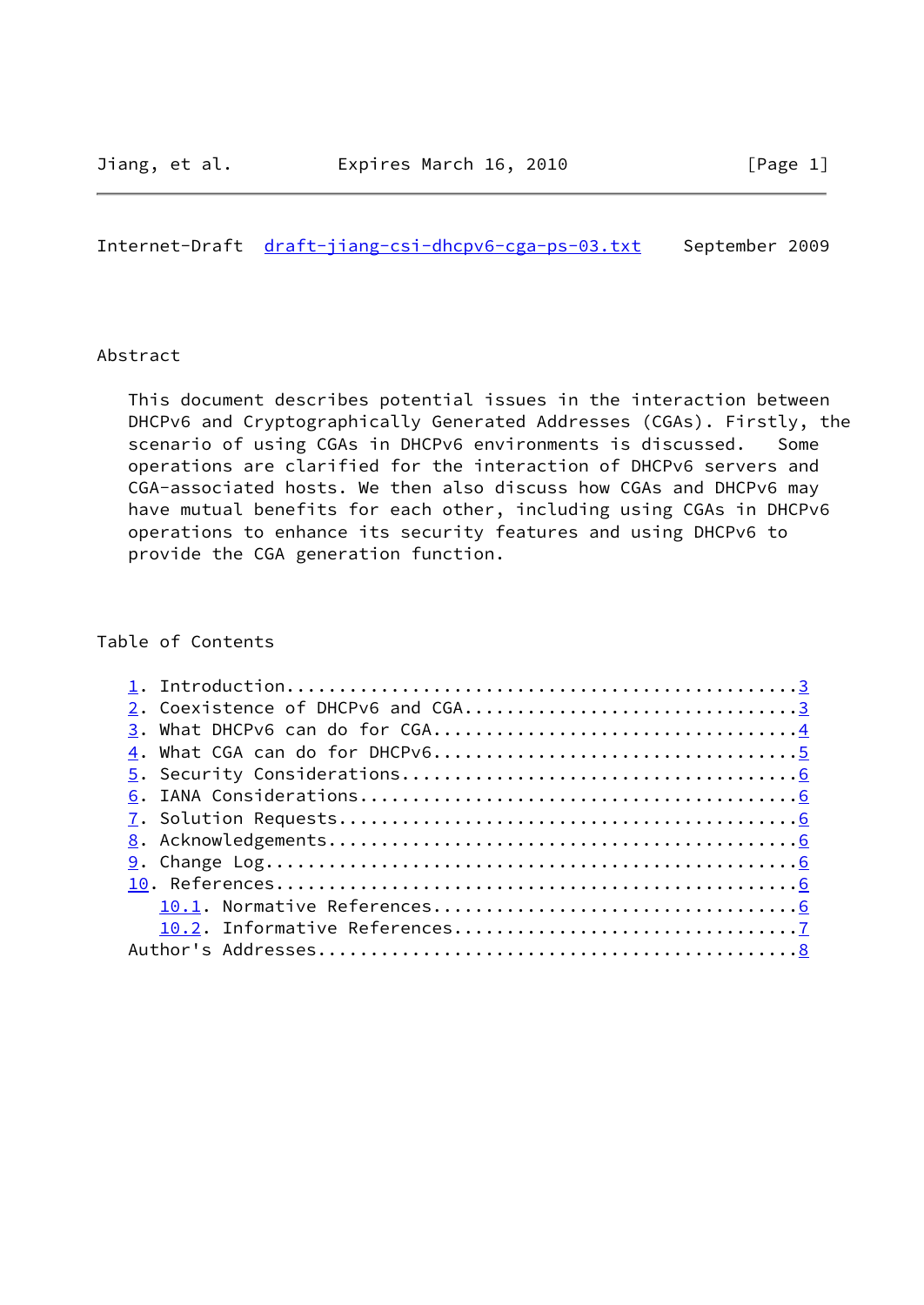## Abstract

This document describes potential issues in the interaction between DHCPv6 and Cryptographically Generated Addresses (CGAs). Firstly, the scenario of using CGAs in DHCPv6 environments is discussed. Some operations are clarified for the interaction of DHCPv6 servers and CGA-associated hosts. We then also discuss how CGAs and DHCPv6 may have mutual benefits for each other, including using CGAs in DHCPv6 operations to enhance its security features and using DHCPv6 to provide the CGA generation function.

## Table of Contents

1. Introduction................................................3
2. Coexistence of DHCPv6 and CGA...............................3
3. What DHCPv6 can do for CGA..................................4
4. What CGA can do for DHCPv6..................................5
5. Security Considerations.....................................6
6. IANA Considerations.........................................6
7. Solution Requests...........................................6
8. Acknowledgements............................................6
9. Change Log..................................................6
10. References.................................................6
    10.1. Normative References.................................6
    10.2. Informative References...............................7

Author's Addresses.............................................8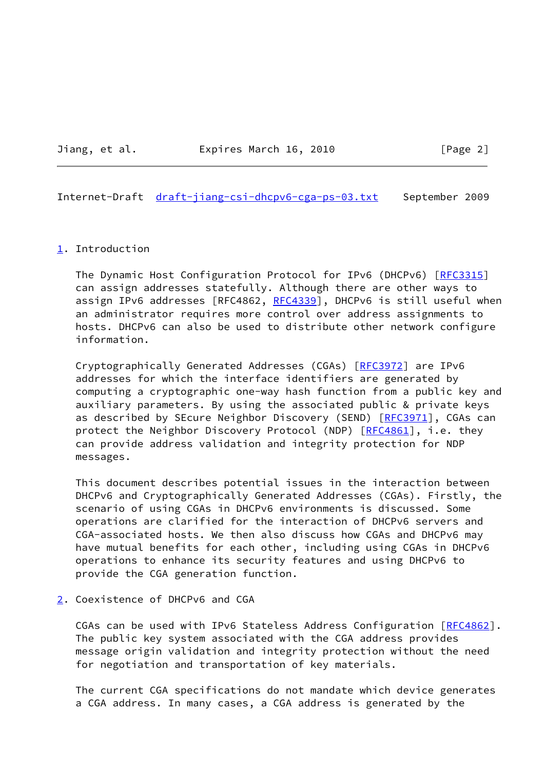## 1. Introduction

The Dynamic Host Configuration Protocol for IPv6 (DHCPv6) [RFC3315] can assign addresses statefully. Although there are other ways to assign IPv6 addresses [RFC4862, RFC4339], DHCPv6 is still useful when an administrator requires more control over address assignments to hosts. DHCPv6 can also be used to distribute other network configure information.

Cryptographically Generated Addresses (CGAs) [RFC3972] are IPv6 addresses for which the interface identifiers are generated by computing a cryptographic one-way hash function from a public key and auxiliary parameters. By using the associated public & private keys as described by SEcure Neighbor Discovery (SEND) [RFC3971], CGAs can protect the Neighbor Discovery Protocol (NDP) [RFC4861], i.e. they can provide address validation and integrity protection for NDP messages.

This document describes potential issues in the interaction between DHCPv6 and Cryptographically Generated Addresses (CGAs). Firstly, the scenario of using CGAs in DHCPv6 environments is discussed. Some operations are clarified for the interaction of DHCPv6 servers and CGA-associated hosts. We then also discuss how CGAs and DHCPv6 may have mutual benefits for each other, including using CGAs in DHCPv6 operations to enhance its security features and using DHCPv6 to provide the CGA generation function.

## 2. Coexistence of DHCPv6 and CGA

CGAs can be used with IPv6 Stateless Address Configuration [RFC4862]. The public key system associated with the CGA address provides message origin validation and integrity protection without the need for negotiation and transportation of key materials.

The current CGA specifications do not mandate which device generates a CGA address. In many cases, a CGA address is generated by the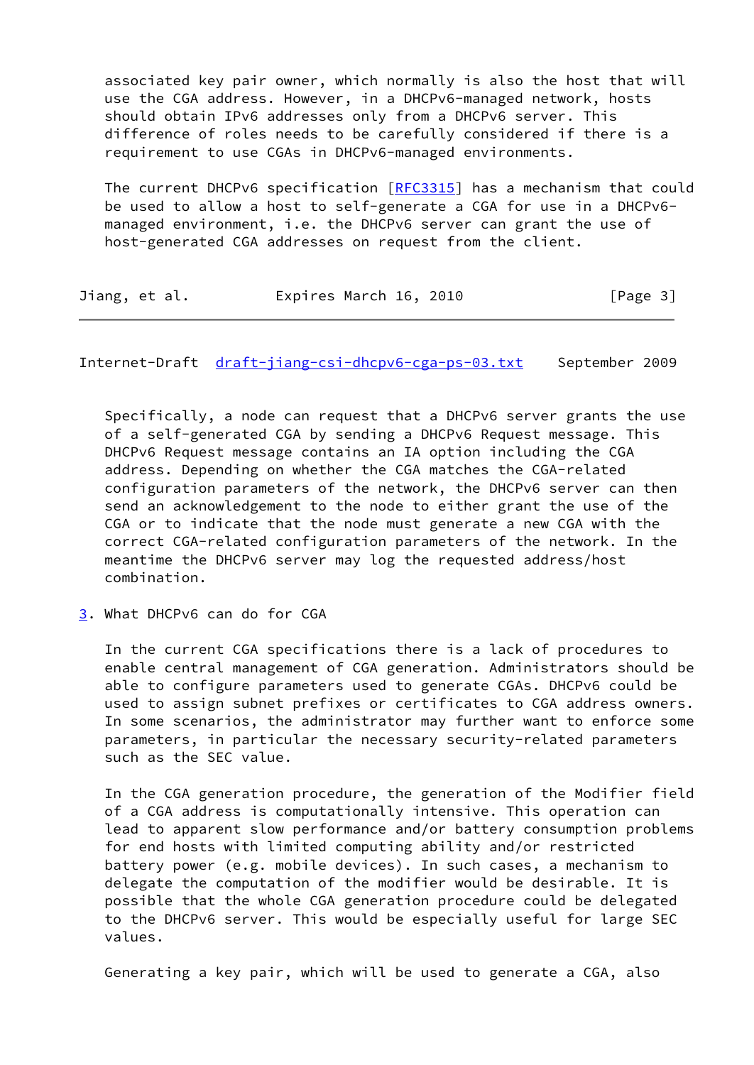associated key pair owner, which normally is also the host that will use the CGA address. However, in a DHCPv6-managed network, hosts should obtain IPv6 addresses only from a DHCPv6 server. This difference of roles needs to be carefully considered if there is a requirement to use CGAs in DHCPv6-managed environments.

The current DHCPv6 specification [RFC3315] has a mechanism that could be used to allow a host to self-generate a CGA for use in a DHCPv6-managed environment, i.e. the DHCPv6 server can grant the use of host-generated CGA addresses on request from the client.

Specifically, a node can request that a DHCPv6 server grants the use of a self-generated CGA by sending a DHCPv6 Request message. This DHCPv6 Request message contains an IA option including the CGA address. Depending on whether the CGA matches the CGA-related configuration parameters of the network, the DHCPv6 server can then send an acknowledgement to the node to either grant the use of the CGA or to indicate that the node must generate a new CGA with the correct CGA-related configuration parameters of the network. In the meantime the DHCPv6 server may log the requested address/host combination.

## 3. What DHCPv6 can do for CGA

In the current CGA specifications there is a lack of procedures to enable central management of CGA generation. Administrators should be able to configure parameters used to generate CGAs. DHCPv6 could be used to assign subnet prefixes or certificates to CGA address owners. In some scenarios, the administrator may further want to enforce some parameters, in particular the necessary security-related parameters such as the SEC value.

In the CGA generation procedure, the generation of the Modifier field of a CGA address is computationally intensive. This operation can lead to apparent slow performance and/or battery consumption problems for end hosts with limited computing ability and/or restricted battery power (e.g. mobile devices). In such cases, a mechanism to delegate the computation of the modifier would be desirable. It is possible that the whole CGA generation procedure could be delegated to the DHCPv6 server. This would be especially useful for large SEC values.

Generating a key pair, which will be used to generate a CGA, also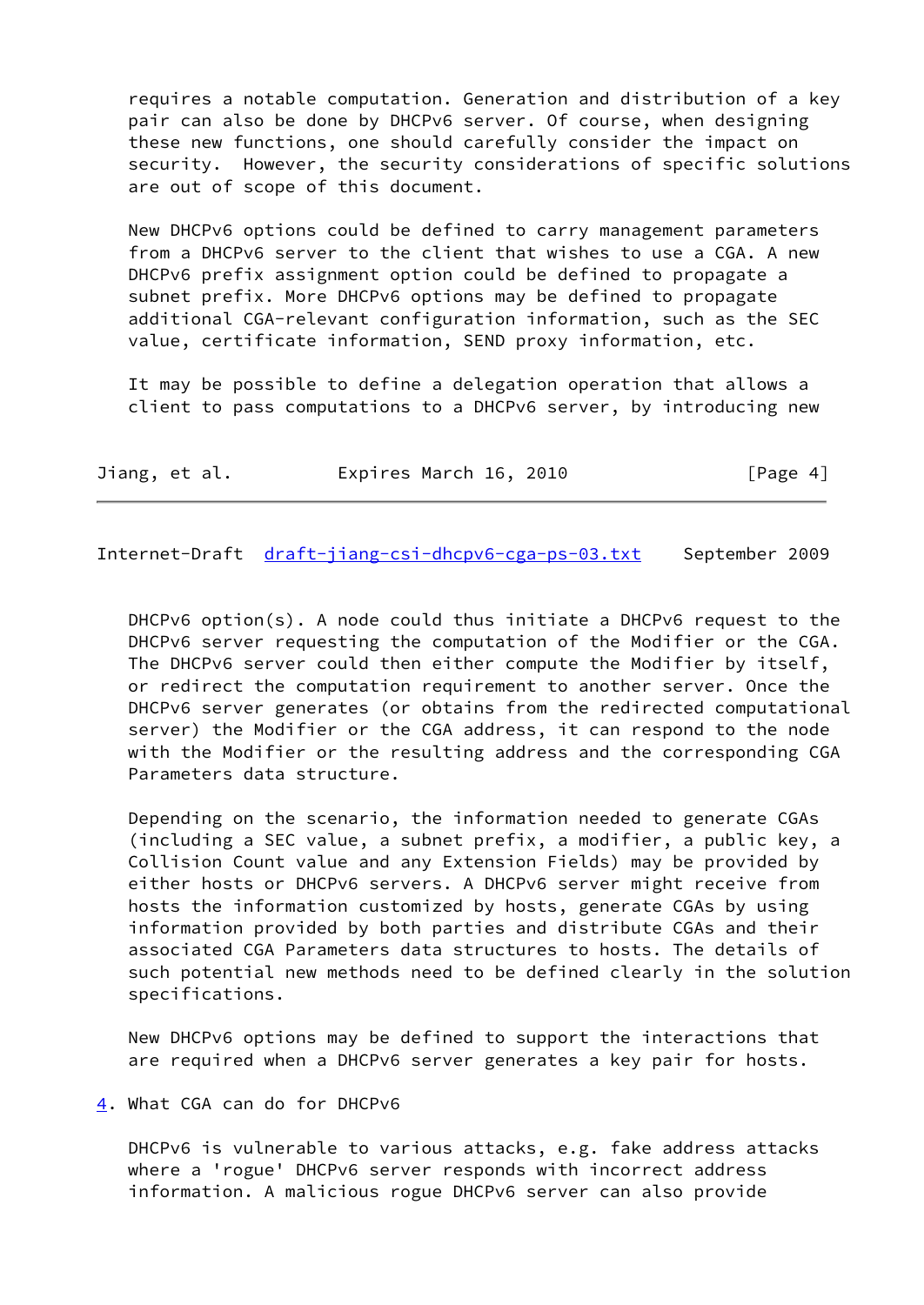requires a notable computation. Generation and distribution of a key pair can also be done by DHCPv6 server. Of course, when designing these new functions, one should carefully consider the impact on security. However, the security considerations of specific solutions are out of scope of this document.

New DHCPv6 options could be defined to carry management parameters from a DHCPv6 server to the client that wishes to use a CGA. A new DHCPv6 prefix assignment option could be defined to propagate a subnet prefix. More DHCPv6 options may be defined to propagate additional CGA-relevant configuration information, such as the SEC value, certificate information, SEND proxy information, etc.

It may be possible to define a delegation operation that allows a client to pass computations to a DHCPv6 server, by introducing new DHCPv6 option(s). A node could thus initiate a DHCPv6 request to the DHCPv6 server requesting the computation of the Modifier or the CGA. The DHCPv6 server could then either compute the Modifier by itself, or redirect the computation requirement to another server. Once the DHCPv6 server generates (or obtains from the redirected computational server) the Modifier or the CGA address, it can respond to the node with the Modifier or the resulting address and the corresponding CGA Parameters data structure.

Depending on the scenario, the information needed to generate CGAs (including a SEC value, a subnet prefix, a modifier, a public key, a Collision Count value and any Extension Fields) may be provided by either hosts or DHCPv6 servers. A DHCPv6 server might receive from hosts the information customized by hosts, generate CGAs by using information provided by both parties and distribute CGAs and their associated CGA Parameters data structures to hosts. The details of such potential new methods need to be defined clearly in the solution specifications.

New DHCPv6 options may be defined to support the interactions that are required when a DHCPv6 server generates a key pair for hosts.

## 4. What CGA can do for DHCPv6

DHCPv6 is vulnerable to various attacks, e.g. fake address attacks where a 'rogue' DHCPv6 server responds with incorrect address information. A malicious rogue DHCPv6 server can also provide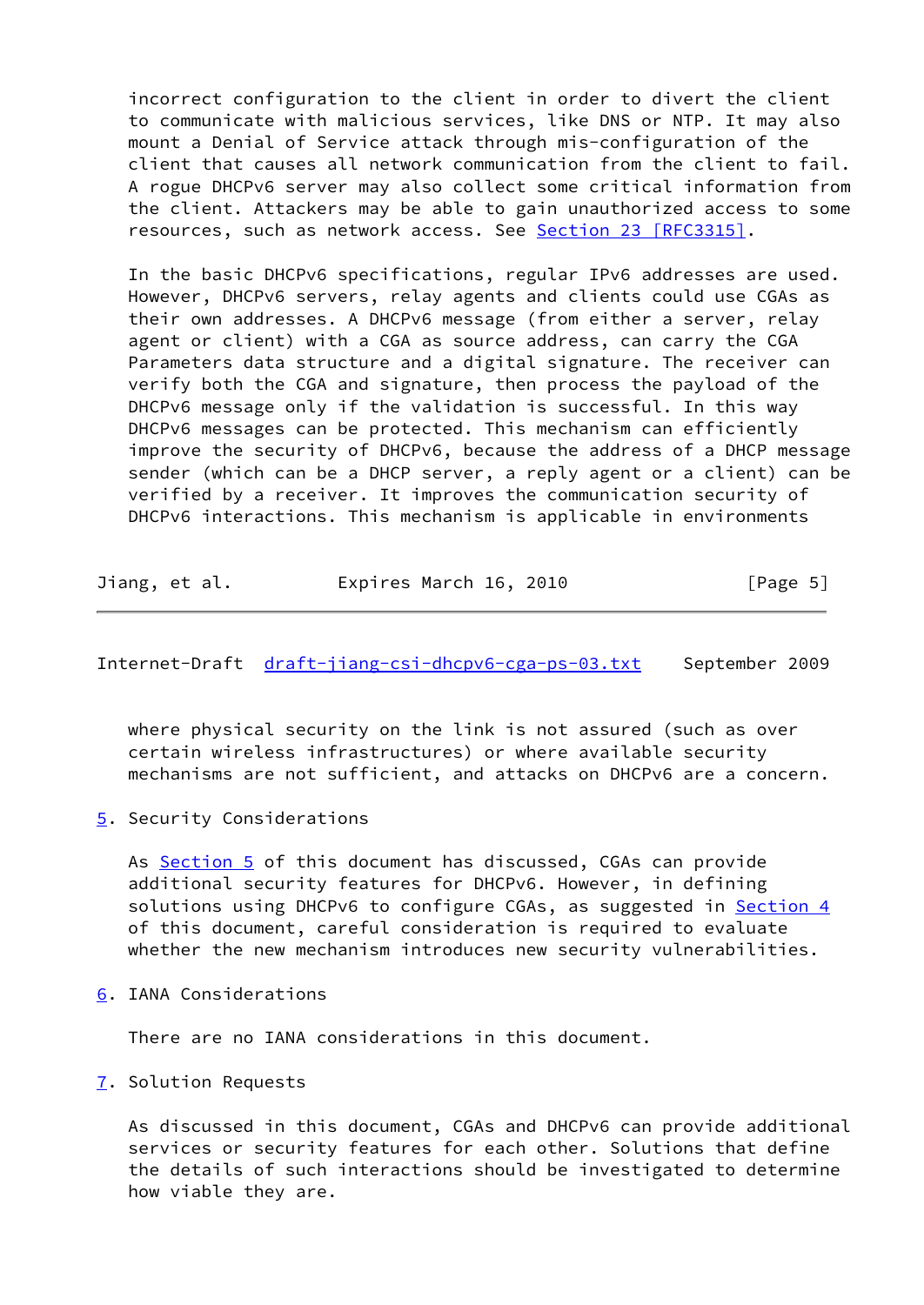incorrect configuration to the client in order to divert the client to communicate with malicious services, like DNS or NTP. It may also mount a Denial of Service attack through mis-configuration of the client that causes all network communication from the client to fail. A rogue DHCPv6 server may also collect some critical information from the client. Attackers may be able to gain unauthorized access to some resources, such as network access. See Section 23 [RFC3315].

In the basic DHCPv6 specifications, regular IPv6 addresses are used. However, DHCPv6 servers, relay agents and clients could use CGAs as their own addresses. A DHCPv6 message (from either a server, relay agent or client) with a CGA as source address, can carry the CGA Parameters data structure and a digital signature. The receiver can verify both the CGA and signature, then process the payload of the DHCPv6 message only if the validation is successful. In this way DHCPv6 messages can be protected. This mechanism can efficiently improve the security of DHCPv6, because the address of a DHCP message sender (which can be a DHCP server, a reply agent or a client) can be verified by a receiver. It improves the communication security of DHCPv6 interactions. This mechanism is applicable in environments where physical security on the link is not assured (such as over certain wireless infrastructures) or where available security mechanisms are not sufficient, and attacks on DHCPv6 are a concern.

## 5. Security Considerations

As Section 5 of this document has discussed, CGAs can provide additional security features for DHCPv6. However, in defining solutions using DHCPv6 to configure CGAs, as suggested in Section 4 of this document, careful consideration is required to evaluate whether the new mechanism introduces new security vulnerabilities.

## 6. IANA Considerations

There are no IANA considerations in this document.

## 7. Solution Requests

As discussed in this document, CGAs and DHCPv6 can provide additional services or security features for each other. Solutions that define the details of such interactions should be investigated to determine how viable they are.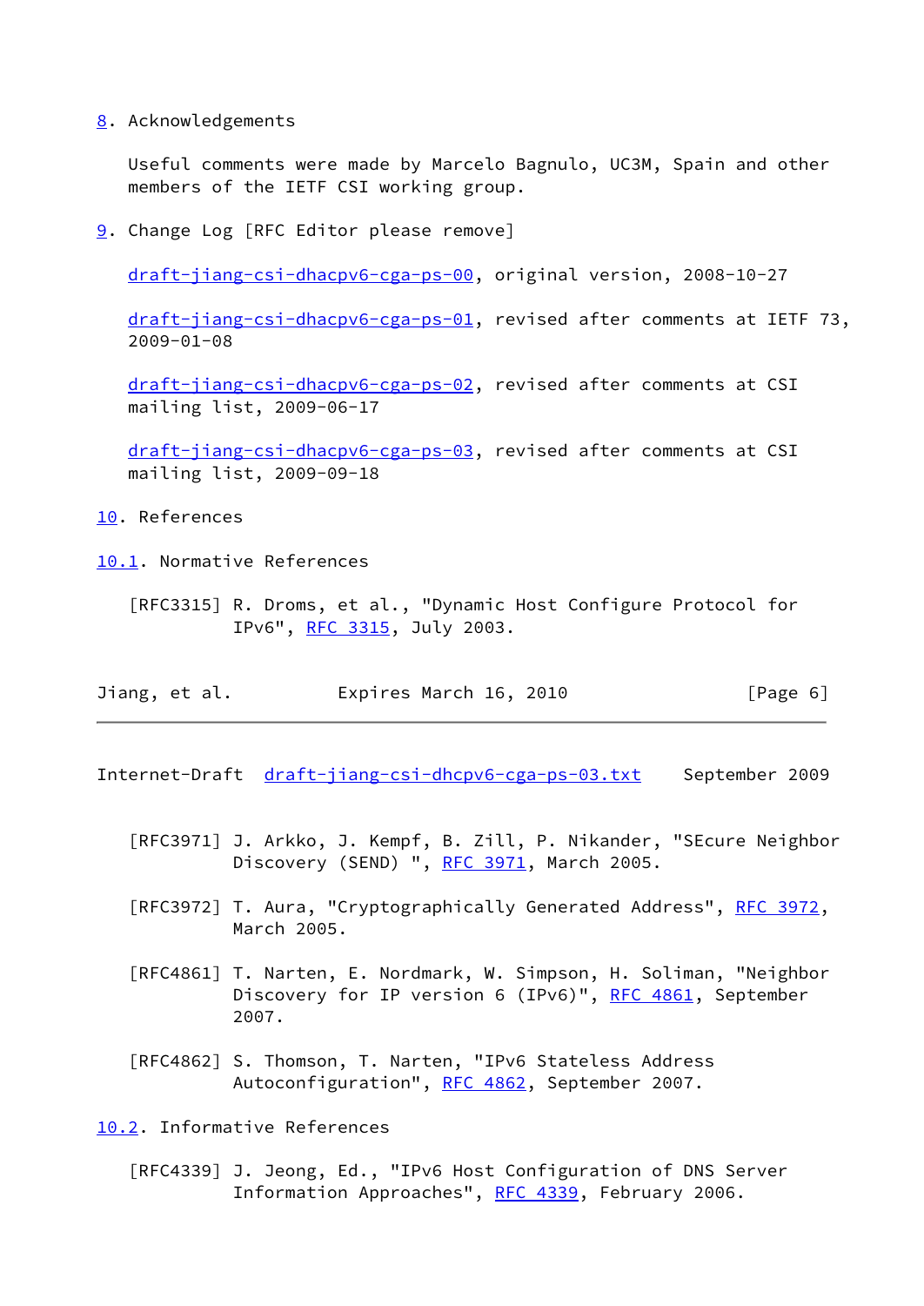## 8. Acknowledgements

Useful comments were made by Marcelo Bagnulo, UC3M, Spain and other members of the IETF CSI working group.

## 9. Change Log [RFC Editor please remove]

draft-jiang-csi-dhacpv6-cga-ps-00, original version, 2008-10-27

draft-jiang-csi-dhacpv6-cga-ps-01, revised after comments at IETF 73, 2009-01-08

draft-jiang-csi-dhacpv6-cga-ps-02, revised after comments at CSI mailing list, 2009-06-17

draft-jiang-csi-dhacpv6-cga-ps-03, revised after comments at CSI mailing list, 2009-09-18

## 10. References

### 10.1. Normative References

[RFC3315] R. Droms, et al., "Dynamic Host Configure Protocol for IPv6", RFC 3315, July 2003.

[RFC3971] J. Arkko, J. Kempf, B. Zill, P. Nikander, "SEcure Neighbor Discovery (SEND) ", RFC 3971, March 2005.

[RFC3972] T. Aura, "Cryptographically Generated Address", RFC 3972, March 2005.

[RFC4861] T. Narten, E. Nordmark, W. Simpson, H. Soliman, "Neighbor Discovery for IP version 6 (IPv6)", RFC 4861, September 2007.

[RFC4862] S. Thomson, T. Narten, "IPv6 Stateless Address Autoconfiguration", RFC 4862, September 2007.

### 10.2. Informative References

[RFC4339] J. Jeong, Ed., "IPv6 Host Configuration of DNS Server Information Approaches", RFC 4339, February 2006.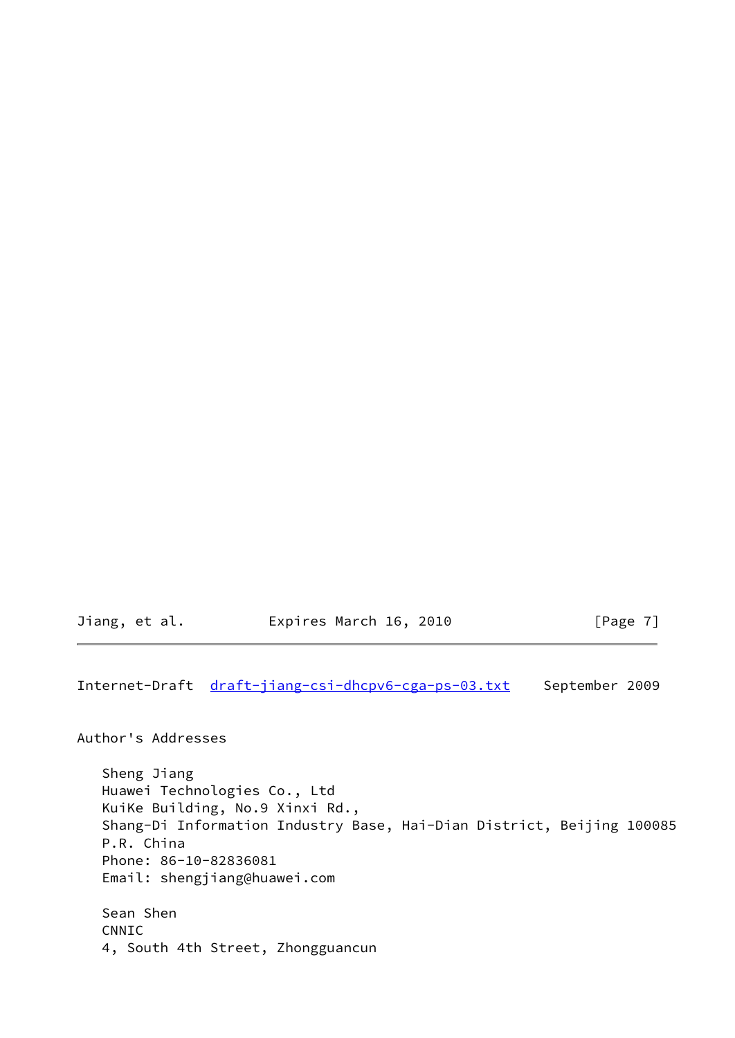## Author's Addresses

Sheng Jiang
Huawei Technologies Co., Ltd
KuiKe Building, No.9 Xinxi Rd.,
Shang-Di Information Industry Base, Hai-Dian District, Beijing 100085
P.R. China
Phone: 86-10-82836081
Email: shengjiang@huawei.com

Sean Shen
CNNIC
4, South 4th Street, Zhongguancun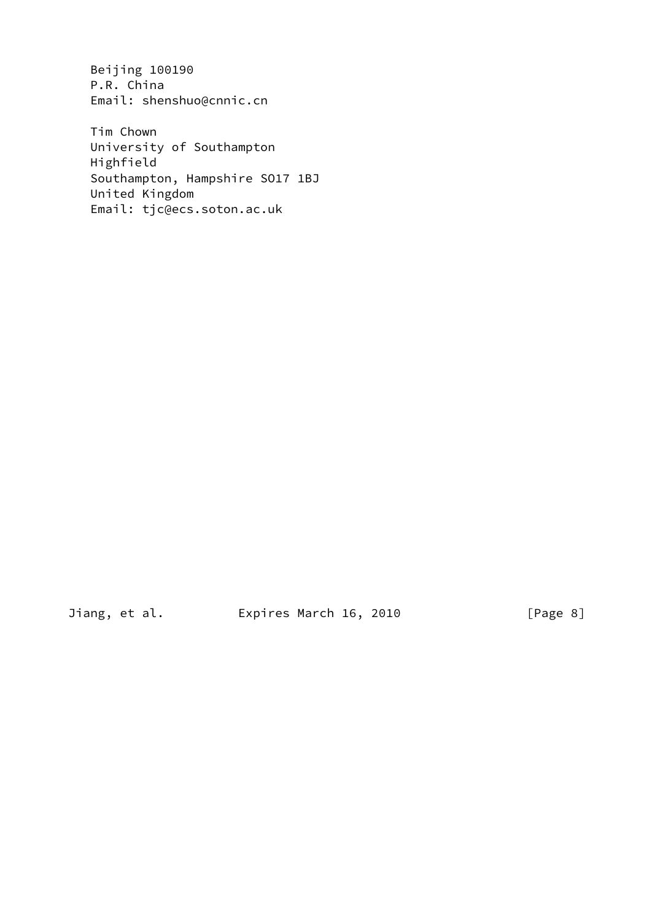Beijing 100190
P.R. China
Email: shenshuo@cnnic.cn

Tim Chown
University of Southampton
Highfield
Southampton, Hampshire SO17 1BJ
United Kingdom
Email: tjc@ecs.soton.ac.uk